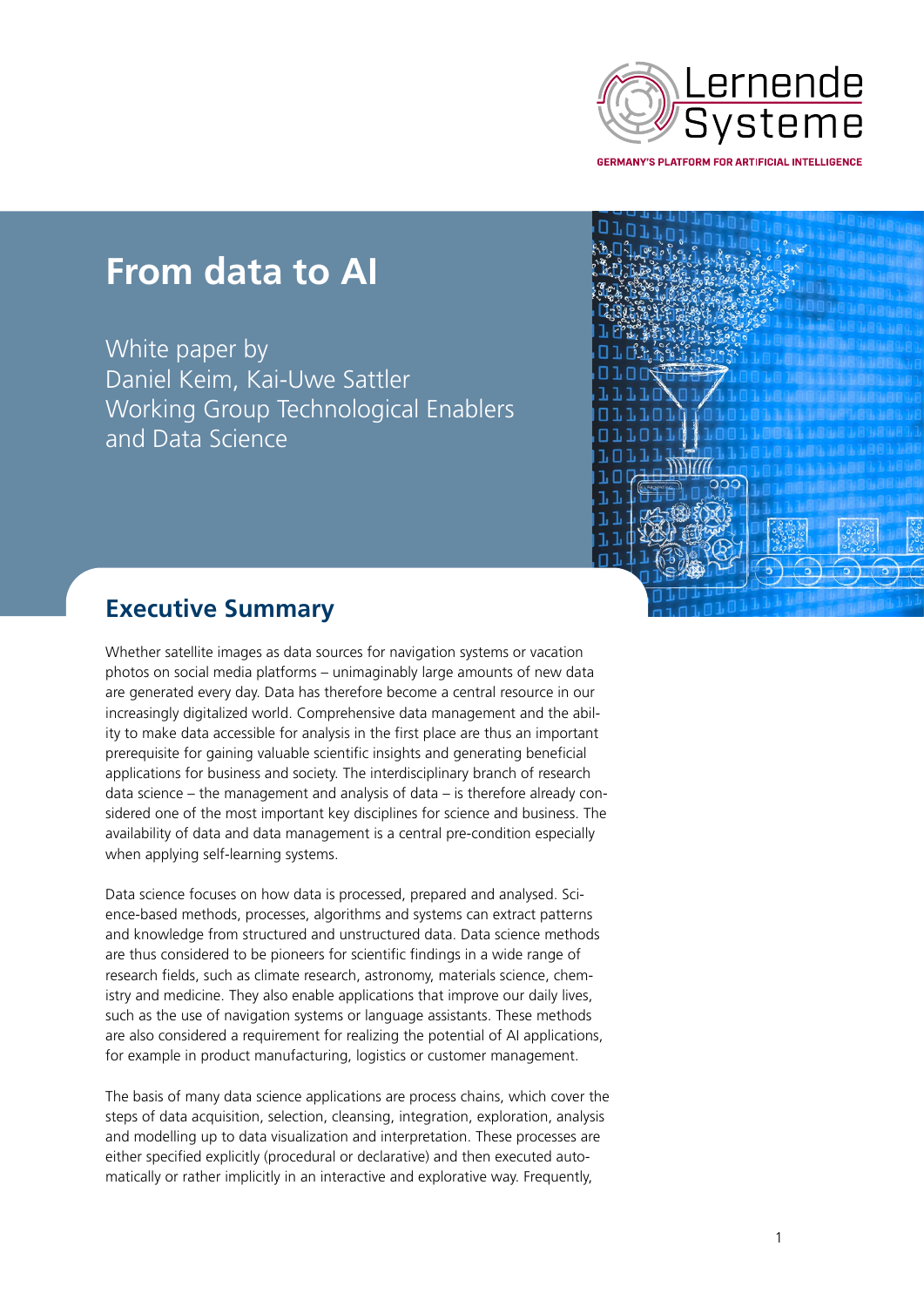Lernende Systeme

GERMANY'S PLATFORM FOR ARTIFICIAL INTELLIGENCE

# From data to AI

White paper by
Daniel Keim, Kai-Uwe Sattler
Working Group Technological Enablers and Data Science

## Executive Summary

Whether satellite images as data sources for navigation systems or vacation photos on social media platforms – unimaginably large amounts of new data are generated every day. Data has therefore become a central resource in our increasingly digitalized world. Comprehensive data management and the ability to make data accessible for analysis in the first place are thus an important prerequisite for gaining valuable scientific insights and generating beneficial applications for business and society. The interdisciplinary branch of research data science – the management and analysis of data – is therefore already considered one of the most important key disciplines for science and business. The availability of data and data management is a central pre-condition especially when applying self-learning systems.

Data science focuses on how data is processed, prepared and analysed. Science-based methods, processes, algorithms and systems can extract patterns and knowledge from structured and unstructured data. Data science methods are thus considered to be pioneers for scientific findings in a wide range of research fields, such as climate research, astronomy, materials science, chemistry and medicine. They also enable applications that improve our daily lives, such as the use of navigation systems or language assistants. These methods are also considered a requirement for realizing the potential of AI applications, for example in product manufacturing, logistics or customer management.

The basis of many data science applications are process chains, which cover the steps of data acquisition, selection, cleansing, integration, exploration, analysis and modelling up to data visualization and interpretation. These processes are either specified explicitly (procedural or declarative) and then executed automatically or rather implicitly in an interactive and explorative way. Frequently,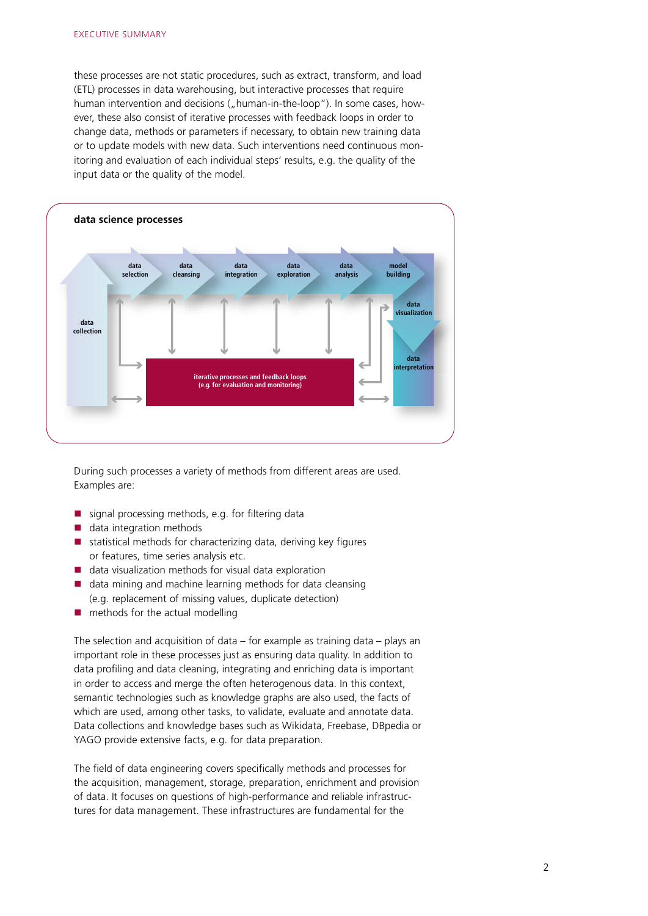these processes are not static procedures, such as extract, transform, and load (ETL) processes in data warehousing, but interactive processes that require human intervention and decisions („human-in-the-loop"). In some cases, however, these also consist of iterative processes with feedback loops in order to change data, methods or parameters if necessary, to obtain new training data or to update models with new data. Such interventions need continuous monitoring and evaluation of each individual steps' results, e.g. the quality of the input data or the quality of the model.

**data science processes**

data collection → data selection → data cleansing → data integration → data exploration → data analysis → model building → data visualization → data interpretation

iterative processes and feedback loops
(e.g. for evaluation and monitoring)

During such processes a variety of methods from different areas are used. Examples are:

- signal processing methods, e.g. for filtering data
- data integration methods
- statistical methods for characterizing data, deriving key figures or features, time series analysis etc.
- data visualization methods for visual data exploration
- data mining and machine learning methods for data cleansing (e.g. replacement of missing values, duplicate detection)
- methods for the actual modelling

The selection and acquisition of data – for example as training data – plays an important role in these processes just as ensuring data quality. In addition to data profiling and data cleaning, integrating and enriching data is important in order to access and merge the often heterogenous data. In this context, semantic technologies such as knowledge graphs are also used, the facts of which are used, among other tasks, to validate, evaluate and annotate data. Data collections and knowledge bases such as Wikidata, Freebase, DBpedia or YAGO provide extensive facts, e.g. for data preparation.

The field of data engineering covers specifically methods and processes for the acquisition, management, storage, preparation, enrichment and provision of data. It focuses on questions of high-performance and reliable infrastructures for data management. These infrastructures are fundamental for the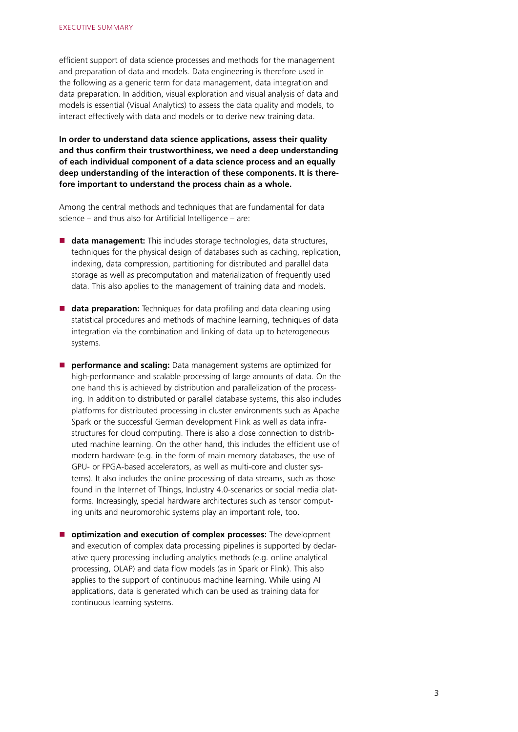efficient support of data science processes and methods for the management and preparation of data and models. Data engineering is therefore used in the following as a generic term for data management, data integration and data preparation. In addition, visual exploration and visual analysis of data and models is essential (Visual Analytics) to assess the data quality and models, to interact effectively with data and models or to derive new training data.

**In order to understand data science applications, assess their quality and thus confirm their trustworthiness, we need a deep understanding of each individual component of a data science process and an equally deep understanding of the interaction of these components. It is therefore important to understand the process chain as a whole.**

Among the central methods and techniques that are fundamental for data science – and thus also for Artificial Intelligence – are:

- **data management:** This includes storage technologies, data structures, techniques for the physical design of databases such as caching, replication, indexing, data compression, partitioning for distributed and parallel data storage as well as precomputation and materialization of frequently used data. This also applies to the management of training data and models.

- **data preparation:** Techniques for data profiling and data cleaning using statistical procedures and methods of machine learning, techniques of data integration via the combination and linking of data up to heterogeneous systems.

- **performance and scaling:** Data management systems are optimized for high-performance and scalable processing of large amounts of data. On the one hand this is achieved by distribution and parallelization of the processing. In addition to distributed or parallel database systems, this also includes platforms for distributed processing in cluster environments such as Apache Spark or the successful German development Flink as well as data infrastructures for cloud computing. There is also a close connection to distributed machine learning. On the other hand, this includes the efficient use of modern hardware (e.g. in the form of main memory databases, the use of GPU- or FPGA-based accelerators, as well as multi-core and cluster systems). It also includes the online processing of data streams, such as those found in the Internet of Things, Industry 4.0-scenarios or social media platforms. Increasingly, special hardware architectures such as tensor computing units and neuromorphic systems play an important role, too.

- **optimization and execution of complex processes:** The development and execution of complex data processing pipelines is supported by declarative query processing including analytics methods (e.g. online analytical processing, OLAP) and data flow models (as in Spark or Flink). This also applies to the support of continuous machine learning. While using AI applications, data is generated which can be used as training data for continuous learning systems.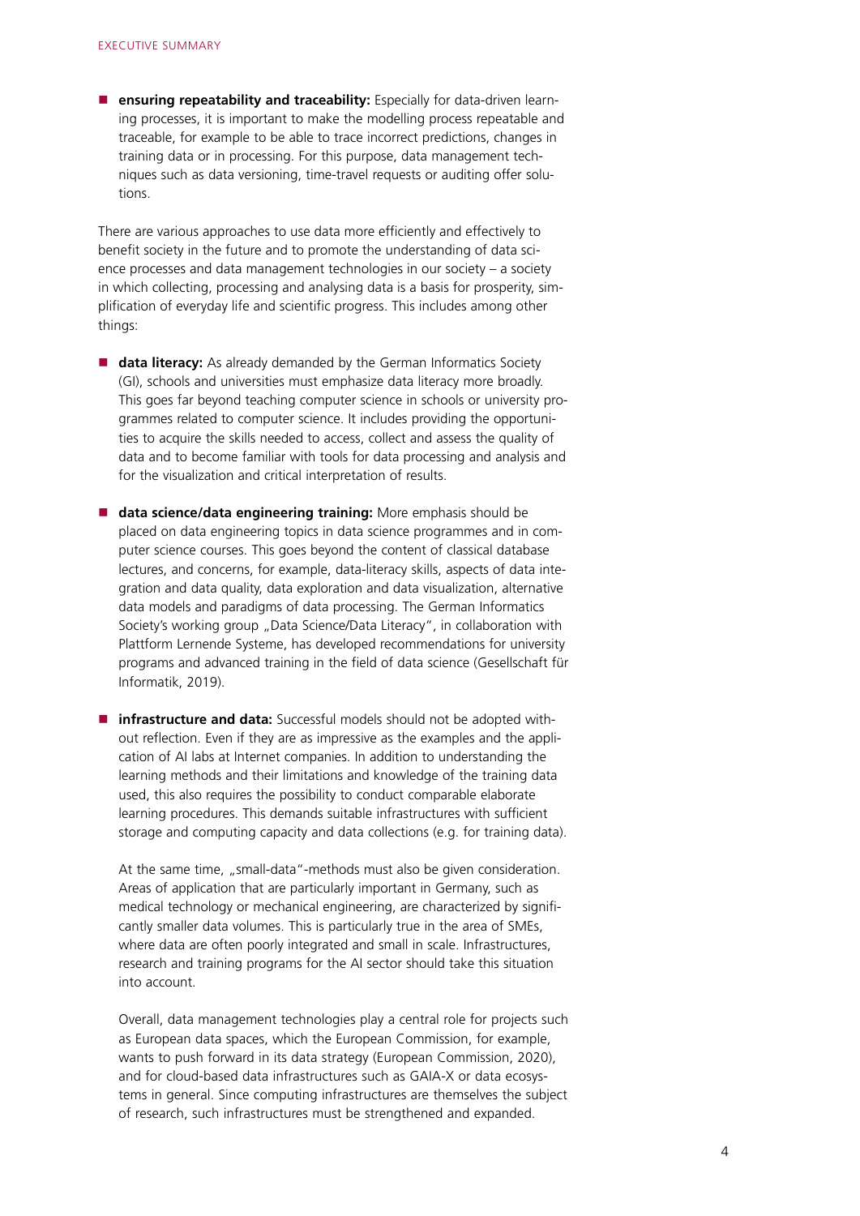- **ensuring repeatability and traceability:** Especially for data-driven learning processes, it is important to make the modelling process repeatable and traceable, for example to be able to trace incorrect predictions, changes in training data or in processing. For this purpose, data management techniques such as data versioning, time-travel requests or auditing offer solutions.

There are various approaches to use data more efficiently and effectively to benefit society in the future and to promote the understanding of data science processes and data management technologies in our society – a society in which collecting, processing and analysing data is a basis for prosperity, simplification of everyday life and scientific progress. This includes among other things:

- **data literacy:** As already demanded by the German Informatics Society (GI), schools and universities must emphasize data literacy more broadly. This goes far beyond teaching computer science in schools or university programmes related to computer science. It includes providing the opportunities to acquire the skills needed to access, collect and assess the quality of data and to become familiar with tools for data processing and analysis and for the visualization and critical interpretation of results.

- **data science/data engineering training:** More emphasis should be placed on data engineering topics in data science programmes and in computer science courses. This goes beyond the content of classical database lectures, and concerns, for example, data-literacy skills, aspects of data integration and data quality, data exploration and data visualization, alternative data models and paradigms of data processing. The German Informatics Society's working group „Data Science/Data Literacy", in collaboration with Plattform Lernende Systeme, has developed recommendations for university programs and advanced training in the field of data science (Gesellschaft für Informatik, 2019).

- **infrastructure and data:** Successful models should not be adopted without reflection. Even if they are as impressive as the examples and the application of AI labs at Internet companies. In addition to understanding the learning methods and their limitations and knowledge of the training data used, this also requires the possibility to conduct comparable elaborate learning procedures. This demands suitable infrastructures with sufficient storage and computing capacity and data collections (e.g. for training data).

  At the same time, „small-data"-methods must also be given consideration. Areas of application that are particularly important in Germany, such as medical technology or mechanical engineering, are characterized by significantly smaller data volumes. This is particularly true in the area of SMEs, where data are often poorly integrated and small in scale. Infrastructures, research and training programs for the AI sector should take this situation into account.

  Overall, data management technologies play a central role for projects such as European data spaces, which the European Commission, for example, wants to push forward in its data strategy (European Commission, 2020), and for cloud-based data infrastructures such as GAIA-X or data ecosystems in general. Since computing infrastructures are themselves the subject of research, such infrastructures must be strengthened and expanded.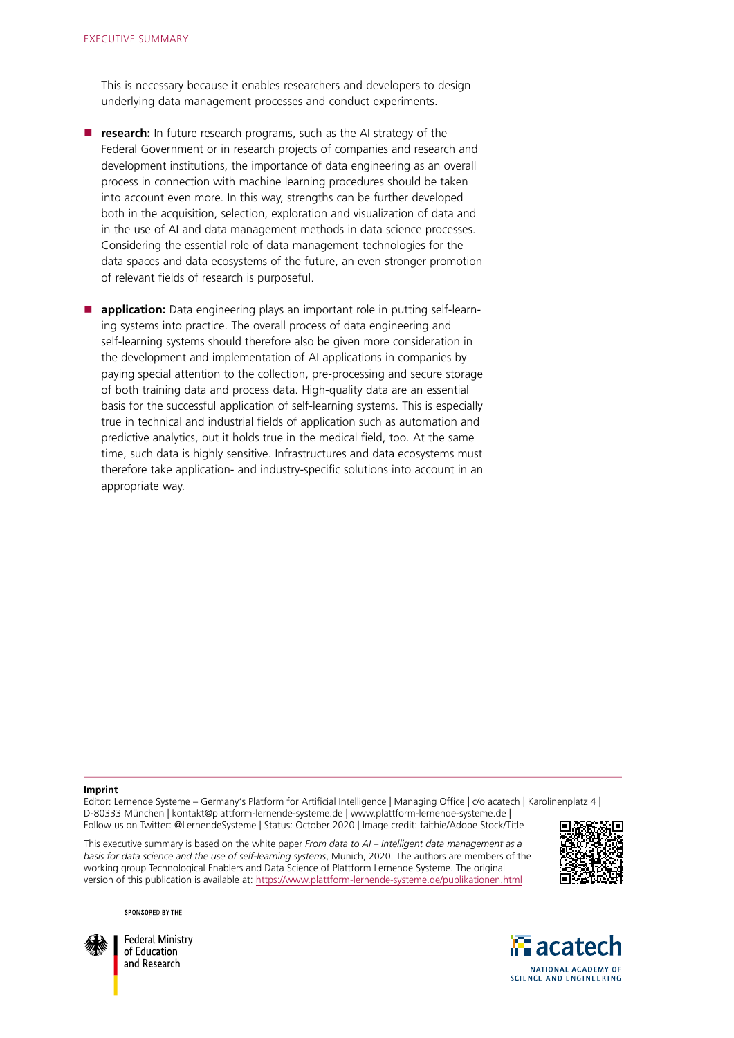This is necessary because it enables researchers and developers to design underlying data management processes and conduct experiments.

- **research:** In future research programs, such as the AI strategy of the Federal Government or in research projects of companies and research and development institutions, the importance of data engineering as an overall process in connection with machine learning procedures should be taken into account even more. In this way, strengths can be further developed both in the acquisition, selection, exploration and visualization of data and in the use of AI and data management methods in data science processes. Considering the essential role of data management technologies for the data spaces and data ecosystems of the future, an even stronger promotion of relevant fields of research is purposeful.

- **application:** Data engineering plays an important role in putting self-learning systems into practice. The overall process of data engineering and self-learning systems should therefore also be given more consideration in the development and implementation of AI applications in companies by paying special attention to the collection, pre-processing and secure storage of both training data and process data. High-quality data are an essential basis for the successful application of self-learning systems. This is especially true in technical and industrial fields of application such as automation and predictive analytics, but it holds true in the medical field, too. At the same time, such data is highly sensitive. Infrastructures and data ecosystems must therefore take application- and industry-specific solutions into account in an appropriate way.

**Imprint**

Editor: Lernende Systeme – Germany's Platform for Artificial Intelligence | Managing Office | c/o acatech | Karolinenplatz 4 | D-80333 München | kontakt@plattform-lernende-systeme.de | www.plattform-lernende-systeme.de | Follow us on Twitter: @LernendeSysteme | Status: October 2020 | Image credit: faithie/Adobe Stock/Title

This executive summary is based on the white paper *From data to AI – Intelligent data management as a basis for data science and the use of self-learning systems*, Munich, 2020. The authors are members of the working group Technological Enablers and Data Science of Plattform Lernende Systeme. The original version of this publication is available at: https://www.plattform-lernende-systeme.de/publikationen.html

SPONSORED BY THE

Federal Ministry of Education and Research

acatech

NATIONAL ACADEMY OF SCIENCE AND ENGINEERING